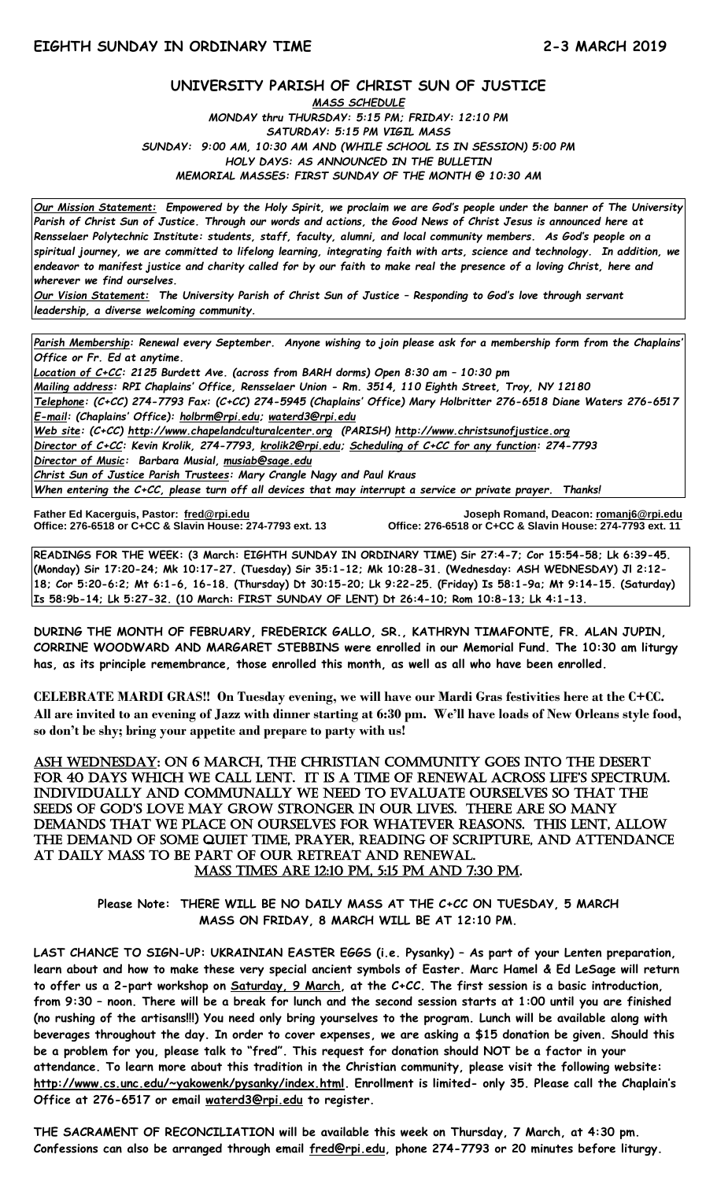**EIGHTH SUNDAY IN ORDINARY TIME 2-3 MARCH 2019**

## UNIVERSITY PARISH OF CHRIST SUN OF JUSTICE

***MASS SCHEDULE***

***MONDAY thru THURSDAY: 5:15 PM; FRIDAY: 12:10 PM***
***SATURDAY: 5:15 PM VIGIL MASS***
***SUNDAY: 9:00 AM, 10:30 AM AND (WHILE SCHOOL IS IN SESSION) 5:00 PM***
***HOLY DAYS: AS ANNOUNCED IN THE BULLETIN***
***MEMORIAL MASSES: FIRST SUNDAY OF THE MONTH @ 10:30 AM***

***Our Mission Statement:** Empowered by the Holy Spirit, we proclaim we are God's people under the banner of The University Parish of Christ Sun of Justice. Through our words and actions, the Good News of Christ Jesus is announced here at Rensselaer Polytechnic Institute: students, staff, faculty, alumni, and local community members. As God's people on a spiritual journey, we are committed to lifelong learning, integrating faith with arts, science and technology. In addition, we endeavor to manifest justice and charity called for by our faith to make real the presence of a loving Christ, here and wherever we find ourselves.*

***Our Vision Statement:** The University Parish of Christ Sun of Justice – Responding to God's love through servant leadership, a diverse welcoming community.*

***Parish Membership:** Renewal every September. Anyone wishing to join please ask for a membership form from the Chaplains' Office or Fr. Ed at anytime.*
***Location of C+CC:** 2125 Burdett Ave. (across from BARH dorms) Open 8:30 am – 10:30 pm*
***Mailing address:** RPI Chaplains' Office, Rensselaer Union - Rm. 3514, 110 Eighth Street, Troy, NY 12180*
***Telephone:** (C+CC) 274-7793 Fax: (C+CC) 274-5945 (Chaplains' Office) Mary Holbritter 276-6518 Diane Waters 276-6517*
***E-mail:** (Chaplains' Office): holbrm@rpi.edu; waterd3@rpi.edu*
***Web site:** (C+CC) http://www.chapelandculturalcenter.org (PARISH) http://www.christsunofjustice.org*
***Director of C+CC:** Kevin Krolik, 274-7793, krolik2@rpi.edu; Scheduling of C+CC for any function: 274-7793*
***Director of Music:** Barbara Musial, musiab@sage.edu*
***Christ Sun of Justice Parish Trustees:** Mary Crangle Nagy and Paul Kraus*
*When entering the C+CC, please turn off all devices that may interrupt a service or private prayer. Thanks!*

**Father Ed Kacerguis, Pastor: fred@rpi.edu**
**Office: 276-6518 or C+CC & Slavin House: 274-7793 ext. 13**

**Joseph Romand, Deacon: romanj6@rpi.edu**
**Office: 276-6518 or C+CC & Slavin House: 274-7793 ext. 11**

**READINGS FOR THE WEEK: (3 March: EIGHTH SUNDAY IN ORDINARY TIME) Sir 27:4-7; Cor 15:54-58; Lk 6:39-45. (Monday) Sir 17:20-24; Mk 10:17-27. (Tuesday) Sir 35:1-12; Mk 10:28-31. (Wednesday: ASH WEDNESDAY) Jl 2:12-18; Cor 5:20-6:2; Mt 6:1-6, 16-18. (Thursday) Dt 30:15-20; Lk 9:22-25. (Friday) Is 58:1-9a; Mt 9:14-15. (Saturday) Is 58:9b-14; Lk 5:27-32. (10 March: FIRST SUNDAY OF LENT) Dt 26:4-10; Rom 10:8-13; Lk 4:1-13.**

**DURING THE MONTH OF FEBRUARY, FREDERICK GALLO, SR., KATHRYN TIMAFONTE, FR. ALAN JUPIN, CORRINE WOODWARD AND MARGARET STEBBINS were enrolled in our Memorial Fund. The 10:30 am liturgy has, as its principle remembrance, those enrolled this month, as well as all who have been enrolled.**

**CELEBRATE MARDI GRAS!! On Tuesday evening, we will have our Mardi Gras festivities here at the C+CC. All are invited to an evening of Jazz with dinner starting at 6:30 pm. We'll have loads of New Orleans style food, so don't be shy; bring your appetite and prepare to party with us!**

ASH WEDNESDAY: ON 6 MARCH, THE CHRISTIAN COMMUNITY GOES INTO THE DESERT FOR 40 DAYS WHICH WE CALL LENT. IT IS A TIME OF RENEWAL ACROSS LIFE'S SPECTRUM. INDIVIDUALLY AND COMMUNALLY WE NEED TO EVALUATE OURSELVES SO THAT THE SEEDS OF GOD'S LOVE MAY GROW STRONGER IN OUR LIVES. THERE ARE SO MANY DEMANDS THAT WE PLACE ON OURSELVES FOR WHATEVER REASONS. THIS LENT, ALLOW THE DEMAND OF SOME QUIET TIME, PRAYER, READING OF SCRIPTURE, AND ATTENDANCE AT DAILY MASS TO BE PART OF OUR RETREAT AND RENEWAL.
MASS TIMES ARE 12:10 PM, 5:15 PM AND 7:30 PM.

**Please Note: THERE WILL BE NO DAILY MASS AT THE C+CC ON TUESDAY, 5 MARCH**
**MASS ON FRIDAY, 8 MARCH WILL BE AT 12:10 PM.**

**LAST CHANCE TO SIGN-UP: UKRAINIAN EASTER EGGS (i.e. Pysanky) – As part of your Lenten preparation, learn about and how to make these very special ancient symbols of Easter. Marc Hamel & Ed LeSage will return to offer us a 2-part workshop on Saturday, 9 March, at the C+CC. The first session is a basic introduction, from 9:30 – noon. There will be a break for lunch and the second session starts at 1:00 until you are finished (no rushing of the artisans!!!) You need only bring yourselves to the program. Lunch will be available along with beverages throughout the day. In order to cover expenses, we are asking a $15 donation be given. Should this be a problem for you, please talk to "fred". This request for donation should NOT be a factor in your attendance. To learn more about this tradition in the Christian community, please visit the following website: http://www.cs.unc.edu/~yakowenk/pysanky/index.html. Enrollment is limited- only 35. Please call the Chaplain's Office at 276-6517 or email waterd3@rpi.edu to register.**

**THE SACRAMENT OF RECONCILIATION will be available this week on Thursday, 7 March, at 4:30 pm. Confessions can also be arranged through email fred@rpi.edu, phone 274-7793 or 20 minutes before liturgy.**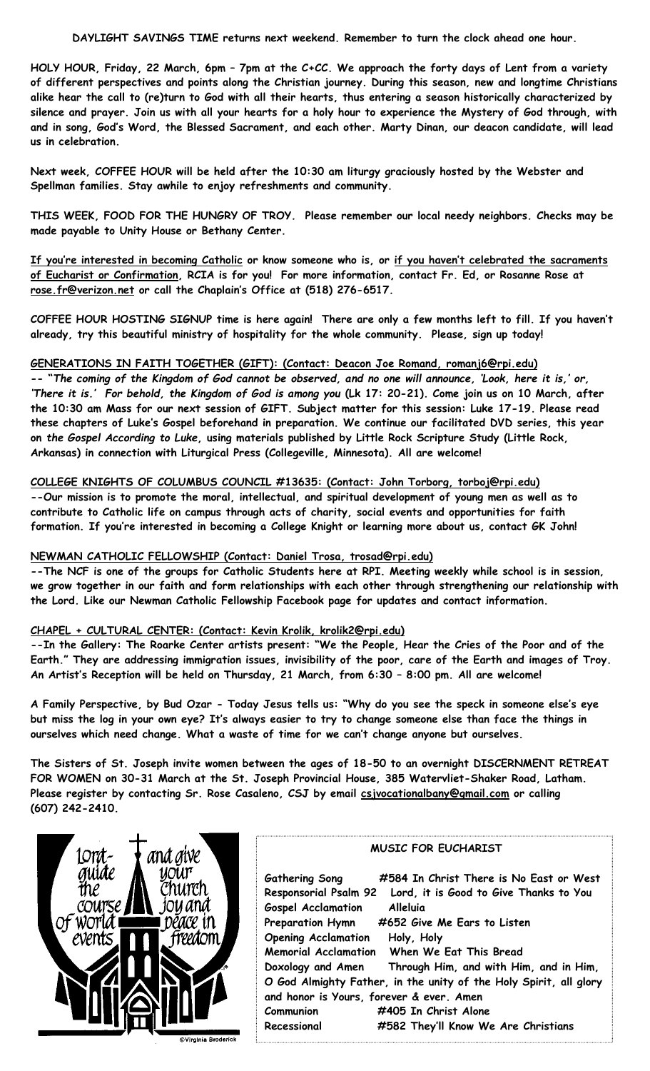**DAYLIGHT SAVINGS TIME returns next weekend. Remember to turn the clock ahead one hour.**

**HOLY HOUR, Friday, 22 March, 6pm – 7pm at the C+CC. We approach the forty days of Lent from a variety of different perspectives and points along the Christian journey. During this season, new and longtime Christians alike hear the call to (re)turn to God with all their hearts, thus entering a season historically characterized by silence and prayer. Join us with all your hearts for a holy hour to experience the Mystery of God through, with and in song, God's Word, the Blessed Sacrament, and each other. Marty Dinan, our deacon candidate, will lead us in celebration.**

**Next week, COFFEE HOUR will be held after the 10:30 am liturgy graciously hosted by the Webster and Spellman families. Stay awhile to enjoy refreshments and community.**

**THIS WEEK, FOOD FOR THE HUNGRY OF TROY. Please remember our local needy neighbors. Checks may be made payable to Unity House or Bethany Center.**

**If you're interested in becoming Catholic or know someone who is, or if you haven't celebrated the sacraments of Eucharist or Confirmation, RCIA is for you! For more information, contact Fr. Ed, or Rosanne Rose at rose.fr@verizon.net or call the Chaplain's Office at (518) 276-6517.**

**COFFEE HOUR HOSTING SIGNUP time is here again! There are only a few months left to fill. If you haven't already, try this beautiful ministry of hospitality for the whole community. Please, sign up today!**

**GENERATIONS IN FAITH TOGETHER (GIFT): (Contact: Deacon Joe Romand, romanj6@rpi.edu)**

**-- "*The coming of the Kingdom of God cannot be observed, and no one will announce, 'Look, here it is,' or, 'There it is.' For behold, the Kingdom of God is among you* (Lk 17: 20-21). Come join us on 10 March, after the 10:30 am Mass for our next session of GIFT. Subject matter for this session: Luke 17-19. Please read these chapters of Luke's Gospel beforehand in preparation. We continue our facilitated DVD series, this year on *the Gospel According to Luke*, using materials published by Little Rock Scripture Study (Little Rock, Arkansas) in connection with Liturgical Press (Collegeville, Minnesota). All are welcome!**

**COLLEGE KNIGHTS OF COLUMBUS COUNCIL #13635: (Contact: John Torborg, torboj@rpi.edu)**

**--Our mission is to promote the moral, intellectual, and spiritual development of young men as well as to contribute to Catholic life on campus through acts of charity, social events and opportunities for faith formation. If you're interested in becoming a College Knight or learning more about us, contact GK John!**

**NEWMAN CATHOLIC FELLOWSHIP (Contact: Daniel Trosa, trosad@rpi.edu)**

**--The NCF is one of the groups for Catholic Students here at RPI. Meeting weekly while school is in session, we grow together in our faith and form relationships with each other through strengthening our relationship with the Lord. Like our Newman Catholic Fellowship Facebook page for updates and contact information.**

**CHAPEL + CULTURAL CENTER: (Contact: Kevin Krolik, krolik2@rpi.edu)**

**--In the Gallery: The Roarke Center artists present: "We the People, Hear the Cries of the Poor and of the Earth." They are addressing immigration issues, invisibility of the poor, care of the Earth and images of Troy. An Artist's Reception will be held on Thursday, 21 March, from 6:30 – 8:00 pm. All are welcome!**

**A Family Perspective, by Bud Ozar - Today Jesus tells us: "Why do you see the speck in someone else's eye but miss the log in your own eye? It's always easier to try to change someone else than face the things in ourselves which need change. What a waste of time for we can't change anyone but ourselves.**

**The Sisters of St. Joseph invite women between the ages of 18-50 to an overnight DISCERNMENT RETREAT FOR WOMEN on 30-31 March at the St. Joseph Provincial House, 385 Watervliet-Shaker Road, Latham. Please register by contacting Sr. Rose Casaleno, CSJ by email csjvocationalbany@gmail.com or calling (607) 242-2410.**

Lord- guide the course of world events and give your Church joy and peace in freedom

©Virginia Broderick

**MUSIC FOR EUCHARIST**

**Gathering Song** #584 In Christ There is No East or West
**Responsorial Psalm 92** Lord, it is Good to Give Thanks to You
**Gospel Acclamation** Alleluia
**Preparation Hymn** #652 Give Me Ears to Listen
**Opening Acclamation** Holy, Holy
**Memorial Acclamation** When We Eat This Bread
**Doxology and Amen** Through Him, and with Him, and in Him, O God Almighty Father, in the unity of the Holy Spirit, all glory and honor is Yours, forever & ever. Amen
**Communion** #405 In Christ Alone
**Recessional** #582 They'll Know We Are Christians